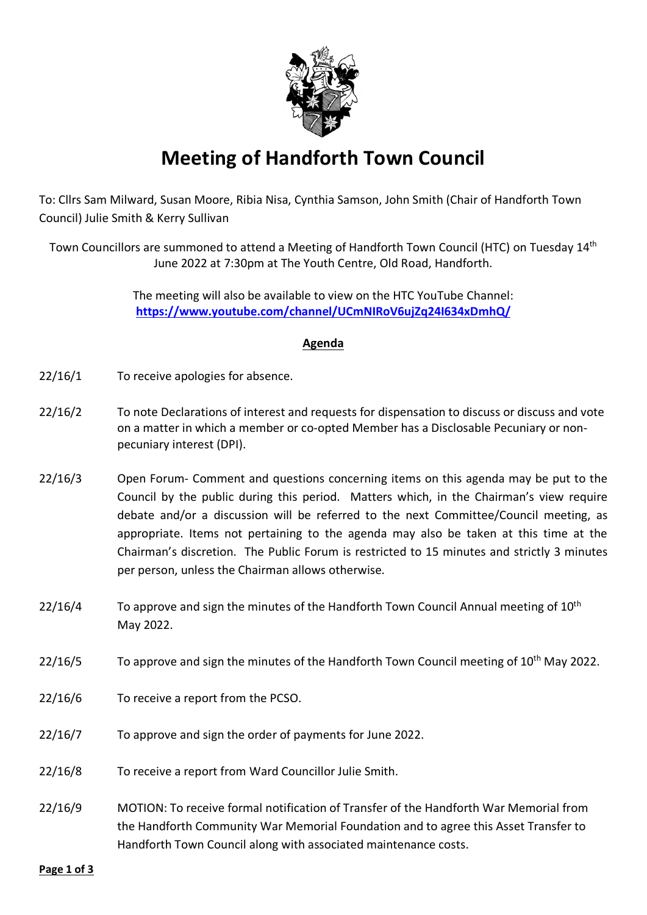# Meeting of Handforth Town Council

To: Cllrs Sam Milward, Susan Moore, Ribia Nisa, Cynthia Samson, John Smith (Chair of Handforth Town Council) Julie Smith & Kerry Sullivan

Town Councillors are summoned to attend a Meeting of Handforth Town Council (HTC) on Tuesday 14th June 2022 at 7:30pm at The Youth Centre, Old Road, Handforth.

The meeting will also be available to view on the HTC YouTube Channel: **https://www.youtube.com/channel/UCmNIRoV6ujZq24I634xDmhQ/**

## **Agenda**

22/16/1 To receive apologies for absence.

22/16/2 To note Declarations of interest and requests for dispensation to discuss or discuss and vote on a matter in which a member or co-opted Member has a Disclosable Pecuniary or non-pecuniary interest (DPI).

22/16/3 Open Forum- Comment and questions concerning items on this agenda may be put to the Council by the public during this period. Matters which, in the Chairman's view require debate and/or a discussion will be referred to the next Committee/Council meeting, as appropriate. Items not pertaining to the agenda may also be taken at this time at the Chairman's discretion. The Public Forum is restricted to 15 minutes and strictly 3 minutes per person, unless the Chairman allows otherwise.

22/16/4 To approve and sign the minutes of the Handforth Town Council Annual meeting of 10th May 2022.

22/16/5 To approve and sign the minutes of the Handforth Town Council meeting of 10th May 2022.

22/16/6 To receive a report from the PCSO.

22/16/7 To approve and sign the order of payments for June 2022.

22/16/8 To receive a report from Ward Councillor Julie Smith.

22/16/9 MOTION: To receive formal notification of Transfer of the Handforth War Memorial from the Handforth Community War Memorial Foundation and to agree this Asset Transfer to Handforth Town Council along with associated maintenance costs.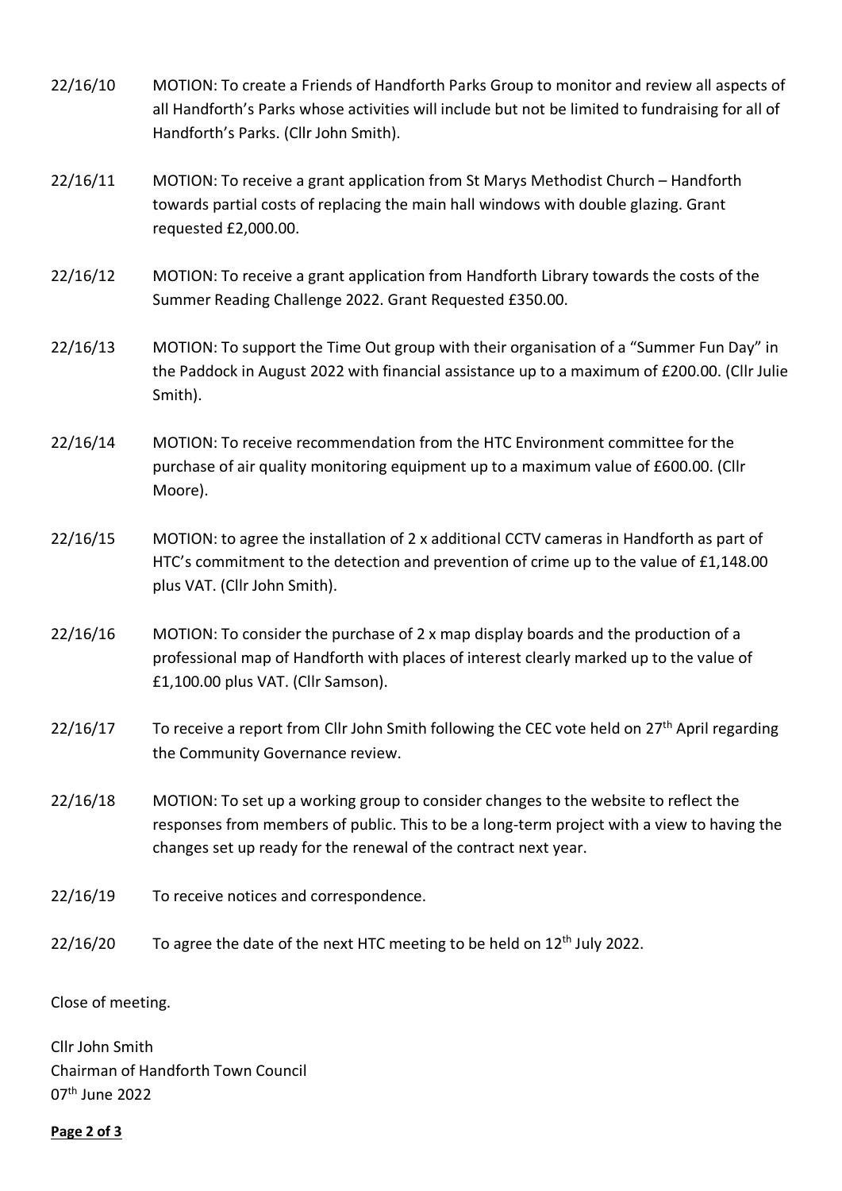22/16/10 MOTION: To create a Friends of Handforth Parks Group to monitor and review all aspects of all Handforth's Parks whose activities will include but not be limited to fundraising for all of Handforth's Parks. (Cllr John Smith).

22/16/11 MOTION: To receive a grant application from St Marys Methodist Church – Handforth towards partial costs of replacing the main hall windows with double glazing. Grant requested £2,000.00.

22/16/12 MOTION: To receive a grant application from Handforth Library towards the costs of the Summer Reading Challenge 2022. Grant Requested £350.00.

22/16/13 MOTION: To support the Time Out group with their organisation of a "Summer Fun Day" in the Paddock in August 2022 with financial assistance up to a maximum of £200.00. (Cllr Julie Smith).

22/16/14 MOTION: To receive recommendation from the HTC Environment committee for the purchase of air quality monitoring equipment up to a maximum value of £600.00. (Cllr Moore).

22/16/15 MOTION: to agree the installation of 2 x additional CCTV cameras in Handforth as part of HTC's commitment to the detection and prevention of crime up to the value of £1,148.00 plus VAT. (Cllr John Smith).

22/16/16 MOTION: To consider the purchase of 2 x map display boards and the production of a professional map of Handforth with places of interest clearly marked up to the value of £1,100.00 plus VAT. (Cllr Samson).

22/16/17 To receive a report from Cllr John Smith following the CEC vote held on 27th April regarding the Community Governance review.

22/16/18 MOTION: To set up a working group to consider changes to the website to reflect the responses from members of public. This to be a long-term project with a view to having the changes set up ready for the renewal of the contract next year.

22/16/19 To receive notices and correspondence.

22/16/20 To agree the date of the next HTC meeting to be held on 12th July 2022.

Close of meeting.

Cllr John Smith
Chairman of Handforth Town Council
07th June 2022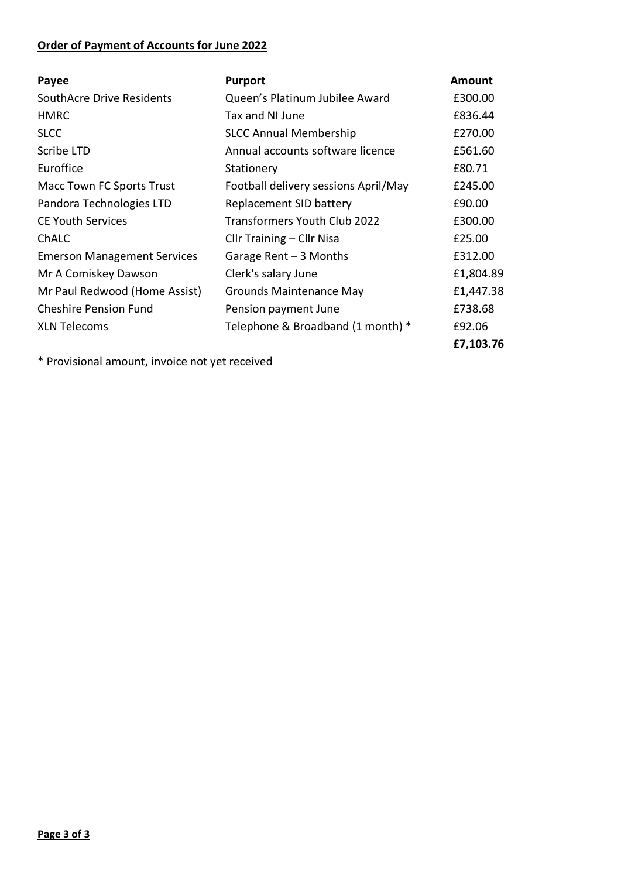**Order of Payment of Accounts for June 2022**

| Payee | Purport | Amount |
|---|---|---|
| SouthAcre Drive Residents | Queen's Platinum Jubilee Award | £300.00 |
| HMRC | Tax and NI June | £836.44 |
| SLCC | SLCC Annual Membership | £270.00 |
| Scribe LTD | Annual accounts software licence | £561.60 |
| Euroffice | Stationery | £80.71 |
| Macc Town FC Sports Trust | Football delivery sessions April/May | £245.00 |
| Pandora Technologies LTD | Replacement SID battery | £90.00 |
| CE Youth Services | Transformers Youth Club 2022 | £300.00 |
| ChALC | Cllr Training – Cllr Nisa | £25.00 |
| Emerson Management Services | Garage Rent – 3 Months | £312.00 |
| Mr A Comiskey Dawson | Clerk's salary June | £1,804.89 |
| Mr Paul Redwood (Home Assist) | Grounds Maintenance May | £1,447.38 |
| Cheshire Pension Fund | Pension payment June | £738.68 |
| XLN Telecoms | Telephone & Broadband (1 month) * | £92.06 |
| | | **£7,103.76** |

* Provisional amount, invoice not yet received